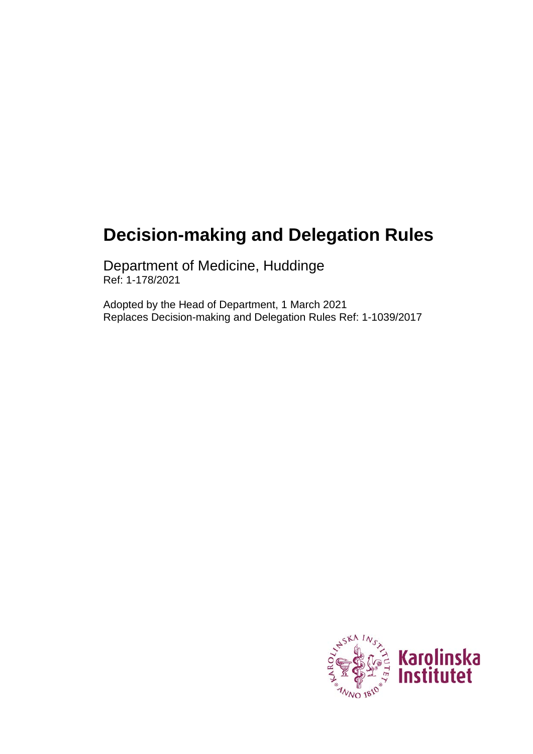# Decision-making and Delegation Rules

Department of Medicine, Huddinge
Ref: 1-178/2021

Adopted by the Head of Department, 1 March 2021
Replaces Decision-making and Delegation Rules Ref: 1-1039/2017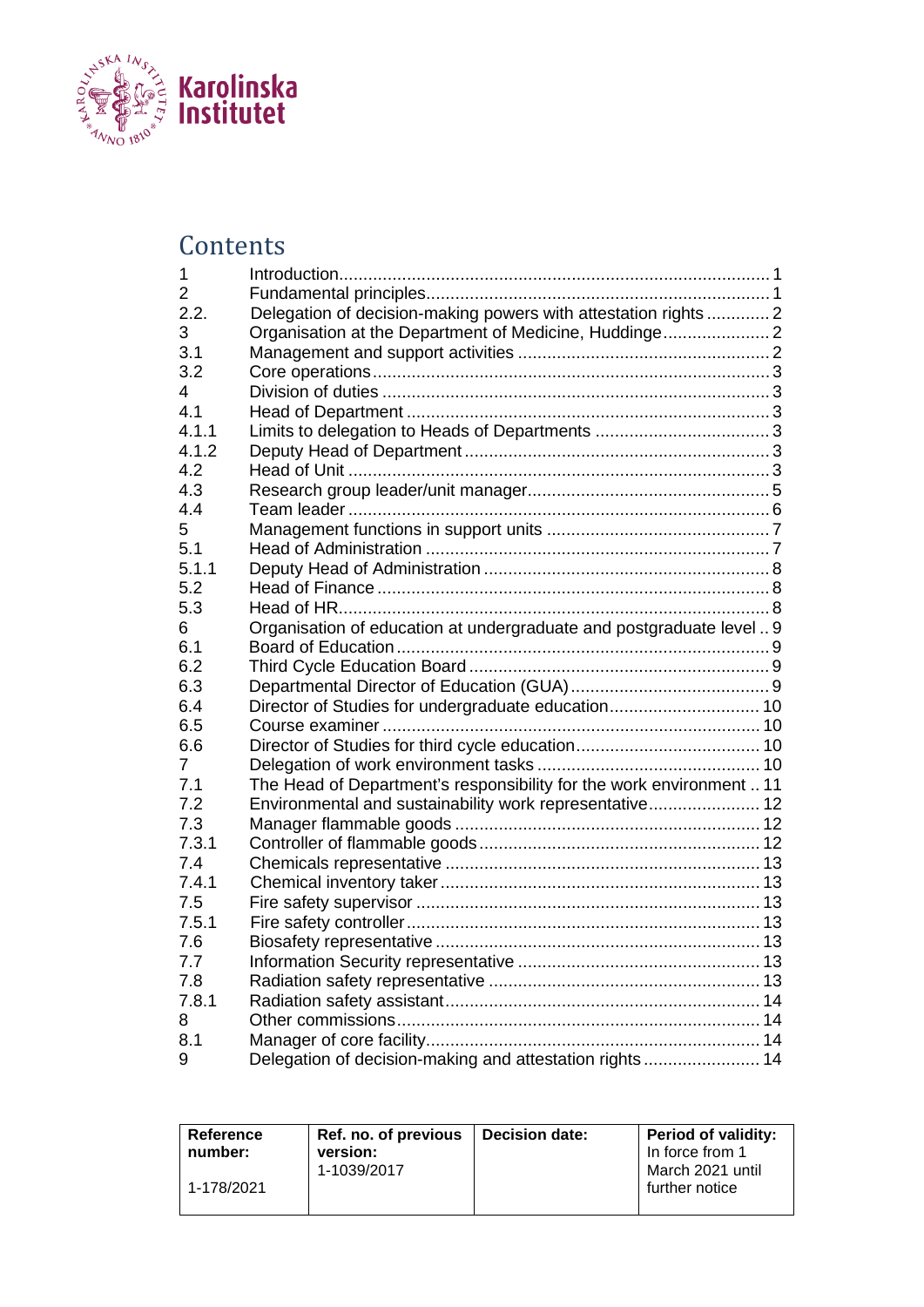Karolinska Institutet

## Contents

| | | |
|---|---|---|
| 1 | Introduction | 1 |
| 2 | Fundamental principles | 1 |
| 2.2. | Delegation of decision-making powers with attestation rights | 2 |
| 3 | Organisation at the Department of Medicine, Huddinge | 2 |
| 3.1 | Management and support activities | 2 |
| 3.2 | Core operations | 3 |
| 4 | Division of duties | 3 |
| 4.1 | Head of Department | 3 |
| 4.1.1 | Limits to delegation to Heads of Departments | 3 |
| 4.1.2 | Deputy Head of Department | 3 |
| 4.2 | Head of Unit | 3 |
| 4.3 | Research group leader/unit manager | 5 |
| 4.4 | Team leader | 6 |
| 5 | Management functions in support units | 7 |
| 5.1 | Head of Administration | 7 |
| 5.1.1 | Deputy Head of Administration | 8 |
| 5.2 | Head of Finance | 8 |
| 5.3 | Head of HR | 8 |
| 6 | Organisation of education at undergraduate and postgraduate level | 9 |
| 6.1 | Board of Education | 9 |
| 6.2 | Third Cycle Education Board | 9 |
| 6.3 | Departmental Director of Education (GUA) | 9 |
| 6.4 | Director of Studies for undergraduate education | 10 |
| 6.5 | Course examiner | 10 |
| 6.6 | Director of Studies for third cycle education | 10 |
| 7 | Delegation of work environment tasks | 10 |
| 7.1 | The Head of Department's responsibility for the work environment | 11 |
| 7.2 | Environmental and sustainability work representative | 12 |
| 7.3 | Manager flammable goods | 12 |
| 7.3.1 | Controller of flammable goods | 12 |
| 7.4 | Chemicals representative | 13 |
| 7.4.1 | Chemical inventory taker | 13 |
| 7.5 | Fire safety supervisor | 13 |
| 7.5.1 | Fire safety controller | 13 |
| 7.6 | Biosafety representative | 13 |
| 7.7 | Information Security representative | 13 |
| 7.8 | Radiation safety representative | 13 |
| 7.8.1 | Radiation safety assistant | 14 |
| 8 | Other commissions | 14 |
| 8.1 | Manager of core facility | 14 |
| 9 | Delegation of decision-making and attestation rights | 14 |

| **Reference number:** | **Ref. no. of previous version:** | **Decision date:** | **Period of validity:** |
|---|---|---|---|
| 1-178/2021 | 1-1039/2017 | | In force from 1 March 2021 until further notice |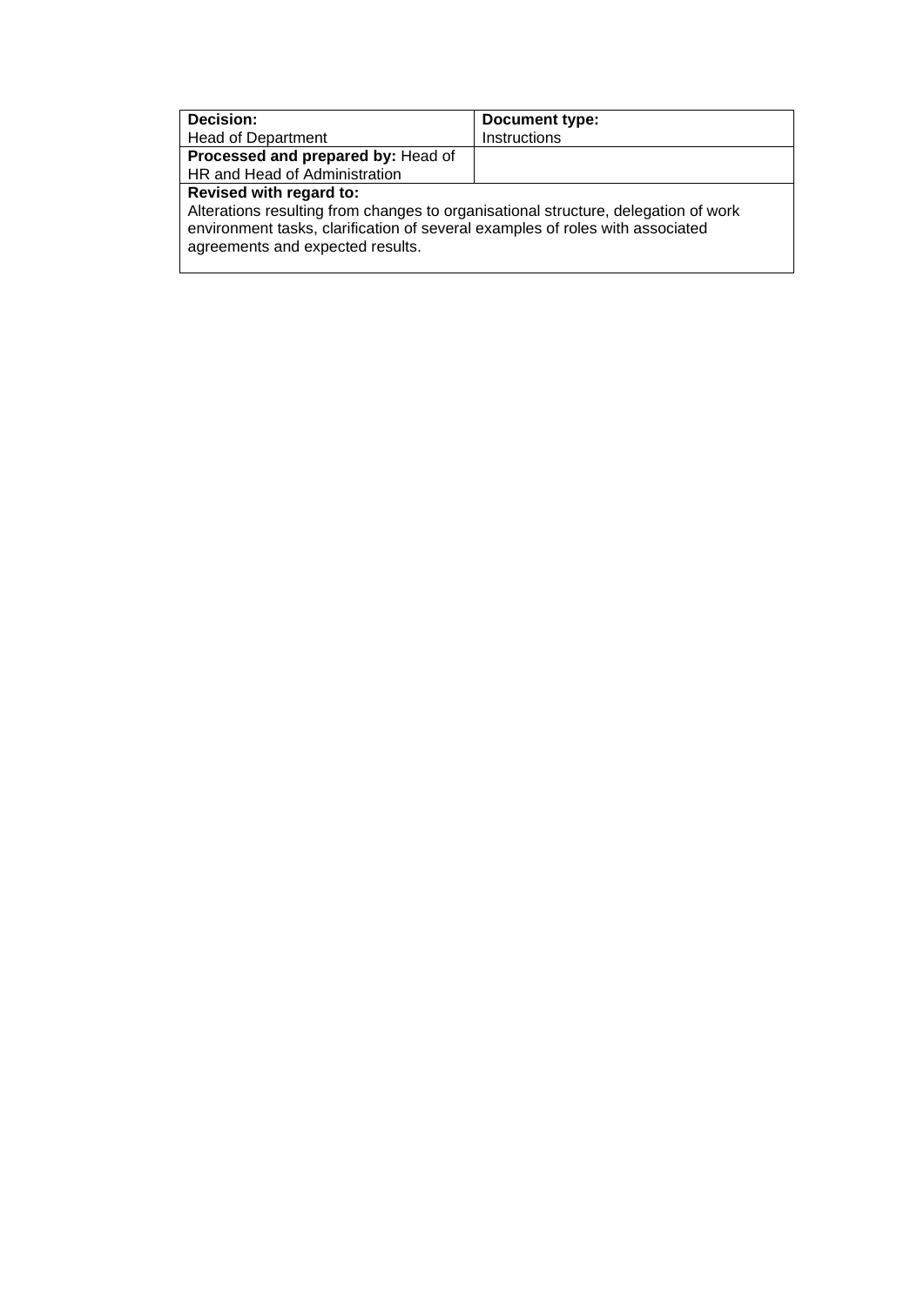| | |
|---|---|
| **Decision:**<br>Head of Department | **Document type:**<br>Instructions |
| **Processed and prepared by:** Head of HR and Head of Administration | |
| **Revised with regard to:**<br>Alterations resulting from changes to organisational structure, delegation of work environment tasks, clarification of several examples of roles with associated agreements and expected results. | |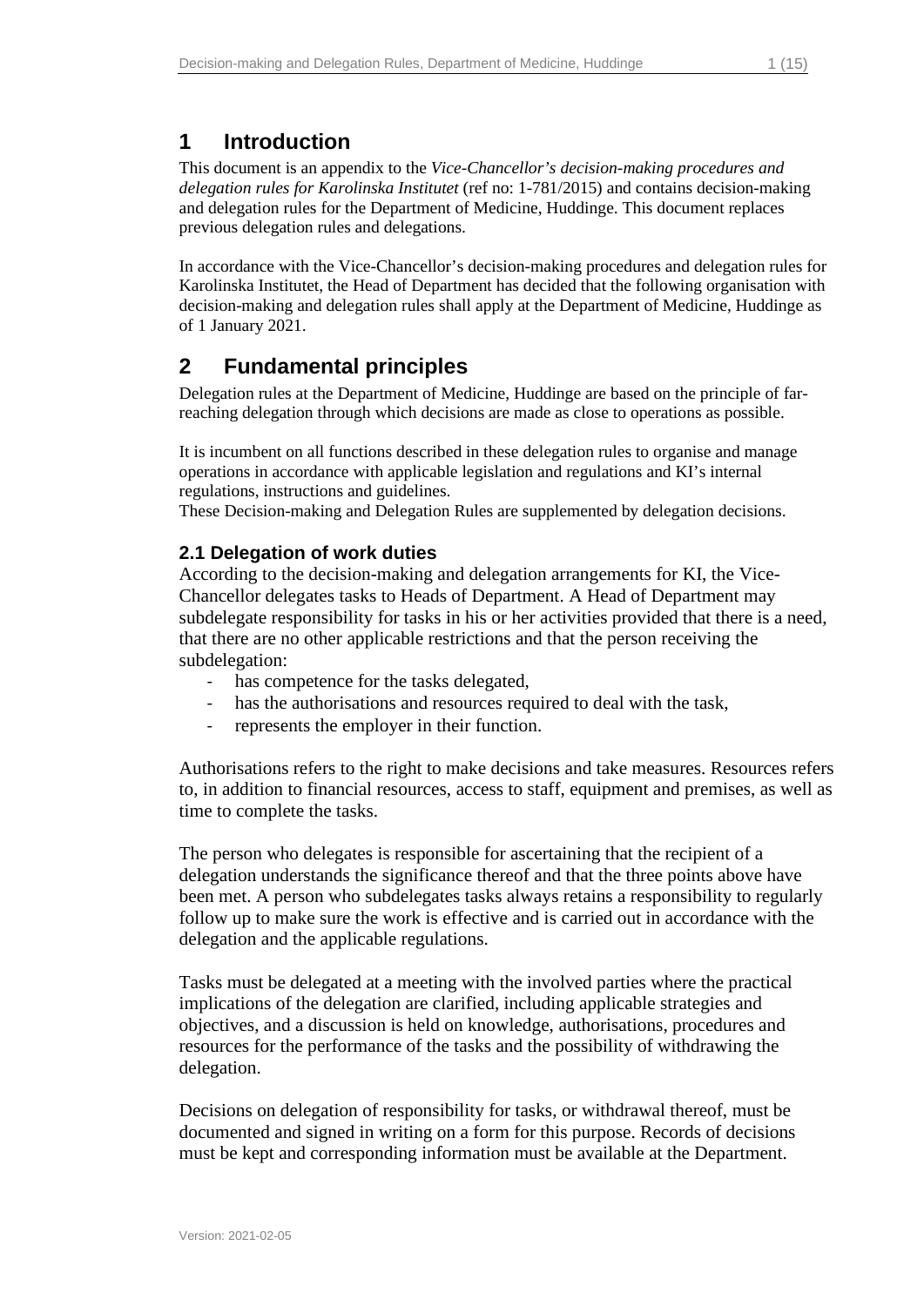# 1 Introduction

This document is an appendix to the *Vice-Chancellor's decision-making procedures and delegation rules for Karolinska Institutet* (ref no: 1-781/2015) and contains decision-making and delegation rules for the Department of Medicine, Huddinge. This document replaces previous delegation rules and delegations.

In accordance with the Vice-Chancellor's decision-making procedures and delegation rules for Karolinska Institutet, the Head of Department has decided that the following organisation with decision-making and delegation rules shall apply at the Department of Medicine, Huddinge as of 1 January 2021.

# 2 Fundamental principles

Delegation rules at the Department of Medicine, Huddinge are based on the principle of far-reaching delegation through which decisions are made as close to operations as possible.

It is incumbent on all functions described in these delegation rules to organise and manage operations in accordance with applicable legislation and regulations and KI's internal regulations, instructions and guidelines.
These Decision-making and Delegation Rules are supplemented by delegation decisions.

## 2.1 Delegation of work duties

According to the decision-making and delegation arrangements for KI, the Vice-Chancellor delegates tasks to Heads of Department. A Head of Department may subdelegate responsibility for tasks in his or her activities provided that there is a need, that there are no other applicable restrictions and that the person receiving the subdelegation:

- has competence for the tasks delegated,
- has the authorisations and resources required to deal with the task,
- represents the employer in their function.

Authorisations refers to the right to make decisions and take measures. Resources refers to, in addition to financial resources, access to staff, equipment and premises, as well as time to complete the tasks.

The person who delegates is responsible for ascertaining that the recipient of a delegation understands the significance thereof and that the three points above have been met. A person who subdelegates tasks always retains a responsibility to regularly follow up to make sure the work is effective and is carried out in accordance with the delegation and the applicable regulations.

Tasks must be delegated at a meeting with the involved parties where the practical implications of the delegation are clarified, including applicable strategies and objectives, and a discussion is held on knowledge, authorisations, procedures and resources for the performance of the tasks and the possibility of withdrawing the delegation.

Decisions on delegation of responsibility for tasks, or withdrawal thereof, must be documented and signed in writing on a form for this purpose. Records of decisions must be kept and corresponding information must be available at the Department.

Version: 2021-02-05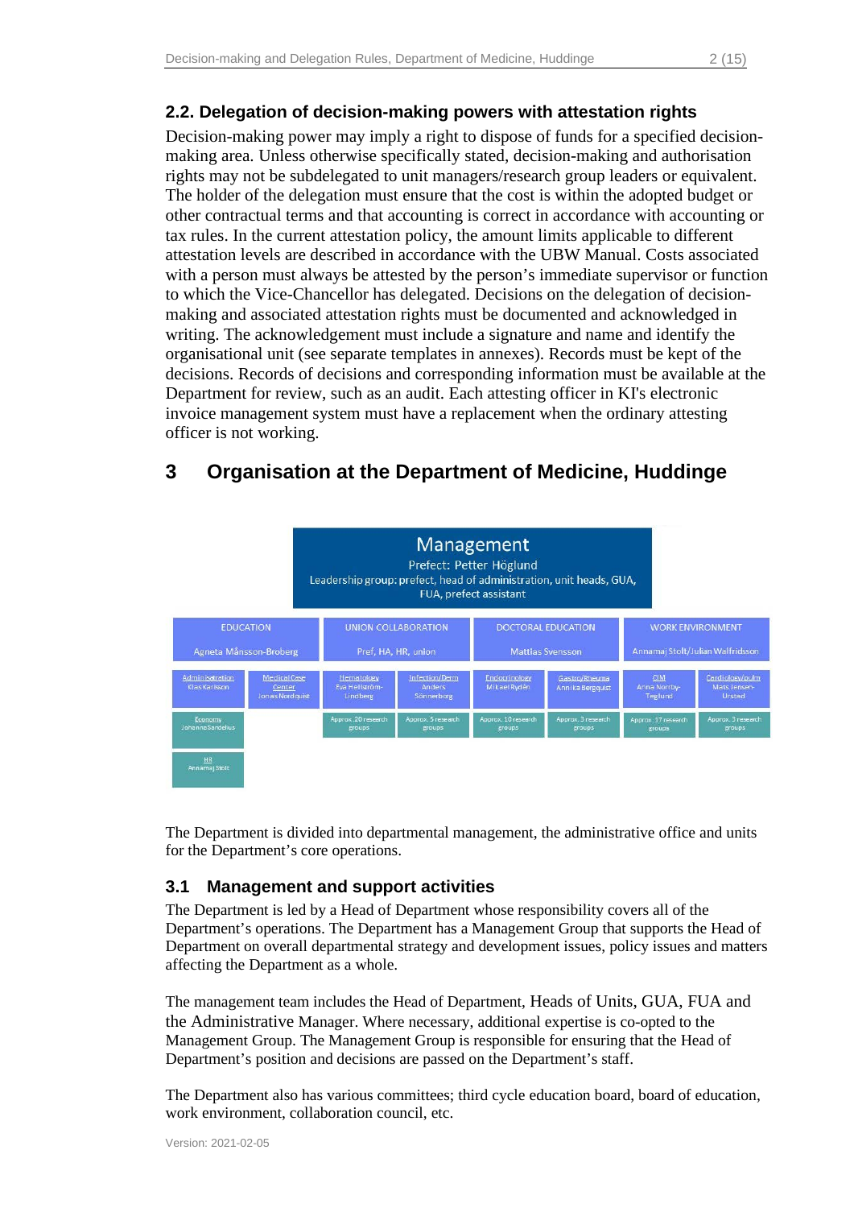### 2.2. Delegation of decision-making powers with attestation rights

Decision-making power may imply a right to dispose of funds for a specified decision-making area. Unless otherwise specifically stated, decision-making and authorisation rights may not be subdelegated to unit managers/research group leaders or equivalent. The holder of the delegation must ensure that the cost is within the adopted budget or other contractual terms and that accounting is correct in accordance with accounting or tax rules. In the current attestation policy, the amount limits applicable to different attestation levels are described in accordance with the UBW Manual. Costs associated with a person must always be attested by the person's immediate supervisor or function to which the Vice-Chancellor has delegated. Decisions on the delegation of decision-making and associated attestation rights must be documented and acknowledged in writing. The acknowledgement must include a signature and name and identify the organisational unit (see separate templates in annexes). Records must be kept of the decisions. Records of decisions and corresponding information must be available at the Department for review, such as an audit. Each attesting officer in KI's electronic invoice management system must have a replacement when the ordinary attesting officer is not working.

# 3 Organisation at the Department of Medicine, Huddinge

Management
Prefect: Petter Höglund
Leadership group: prefect, head of administration, unit heads, GUA, FUA, prefect assistant

EDUCATION
Agneta Månsson-Broberg

UNION COLLABORATION
Pref, HA, HR, union

DOCTORAL EDUCATION
Mattias Svensson

WORK ENVIRONMENT
Annamaj Stolt/Julian Walfridsson

Administration
Klas Karlsson

Medical Case Center
Jonas Nordquist

Hematology
Eva Hellström-Lindberg
Approx. 20 research groups

Infection/Derm
Anders Sönnerborg
Approx. 5 research groups

Endocrinology
Mikael Rydén
Approx. 10 research groups

Gastro/Rheuma
Annika Bergquist
Approx. 3 research groups

CIM
Anna Norrby-Teglund
Approx. 17 research groups

Cardiology/pulm
Mats Jensen-Urstad
Approx. 3 research groups

Economy
Johanna Sandelius

HR
Annamaj Stolt

The Department is divided into departmental management, the administrative office and units for the Department's core operations.

## 3.1 Management and support activities

The Department is led by a Head of Department whose responsibility covers all of the Department's operations. The Department has a Management Group that supports the Head of Department on overall departmental strategy and development issues, policy issues and matters affecting the Department as a whole.

The management team includes the Head of Department, Heads of Units, GUA, FUA and the Administrative Manager. Where necessary, additional expertise is co-opted to the Management Group. The Management Group is responsible for ensuring that the Head of Department's position and decisions are passed on the Department's staff.

The Department also has various committees; third cycle education board, board of education, work environment, collaboration council, etc.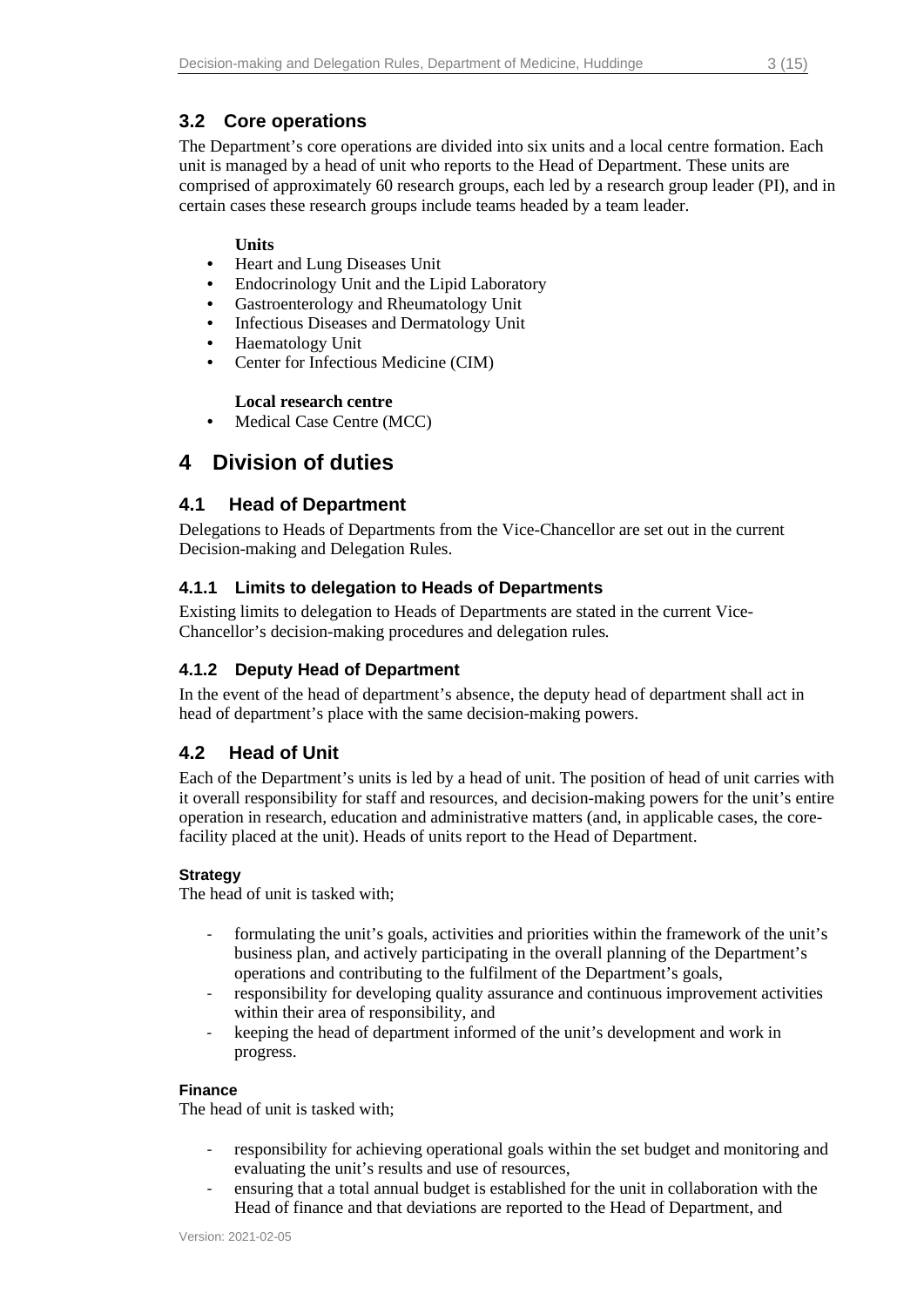### 3.2 Core operations

The Department's core operations are divided into six units and a local centre formation. Each unit is managed by a head of unit who reports to the Head of Department. These units are comprised of approximately 60 research groups, each led by a research group leader (PI), and in certain cases these research groups include teams headed by a team leader.

**Units**

- Heart and Lung Diseases Unit
- Endocrinology Unit and the Lipid Laboratory
- Gastroenterology and Rheumatology Unit
- Infectious Diseases and Dermatology Unit
- Haematology Unit
- Center for Infectious Medicine (CIM)

**Local research centre**

- Medical Case Centre (MCC)

## 4 Division of duties

### 4.1 Head of Department

Delegations to Heads of Departments from the Vice-Chancellor are set out in the current Decision-making and Delegation Rules.

#### 4.1.1 Limits to delegation to Heads of Departments

Existing limits to delegation to Heads of Departments are stated in the current Vice-Chancellor's decision-making procedures and delegation rules.

#### 4.1.2 Deputy Head of Department

In the event of the head of department's absence, the deputy head of department shall act in head of department's place with the same decision-making powers.

### 4.2 Head of Unit

Each of the Department's units is led by a head of unit. The position of head of unit carries with it overall responsibility for staff and resources, and decision-making powers for the unit's entire operation in research, education and administrative matters (and, in applicable cases, the core-facility placed at the unit). Heads of units report to the Head of Department.

**Strategy**

The head of unit is tasked with;

- formulating the unit's goals, activities and priorities within the framework of the unit's business plan, and actively participating in the overall planning of the Department's operations and contributing to the fulfilment of the Department's goals,
- responsibility for developing quality assurance and continuous improvement activities within their area of responsibility, and
- keeping the head of department informed of the unit's development and work in progress.

**Finance**

The head of unit is tasked with;

- responsibility for achieving operational goals within the set budget and monitoring and evaluating the unit's results and use of resources,
- ensuring that a total annual budget is established for the unit in collaboration with the Head of finance and that deviations are reported to the Head of Department, and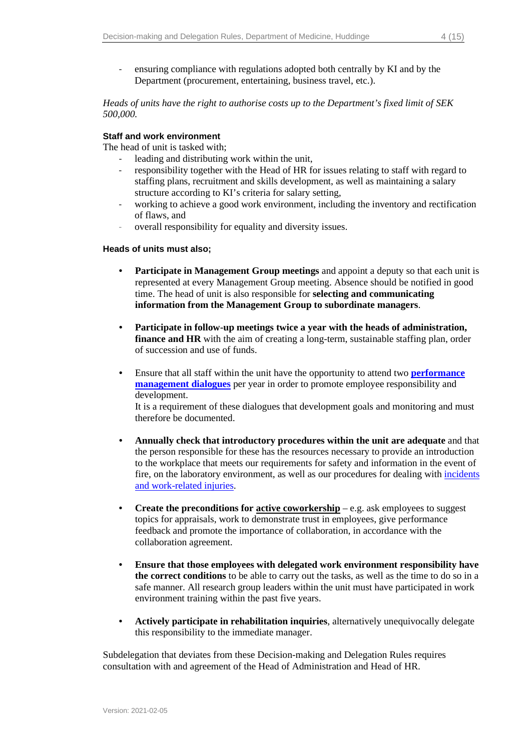- ensuring compliance with regulations adopted both centrally by KI and by the Department (procurement, entertaining, business travel, etc.).

*Heads of units have the right to authorise costs up to the Department's fixed limit of SEK 500,000.*

**Staff and work environment**

The head of unit is tasked with;

- leading and distributing work within the unit,
- responsibility together with the Head of HR for issues relating to staff with regard to staffing plans, recruitment and skills development, as well as maintaining a salary structure according to KI's criteria for salary setting,
- working to achieve a good work environment, including the inventory and rectification of flaws, and
- overall responsibility for equality and diversity issues.

**Heads of units must also;**

- **Participate in Management Group meetings** and appoint a deputy so that each unit is represented at every Management Group meeting. Absence should be notified in good time. The head of unit is also responsible for **selecting and communicating information from the Management Group to subordinate managers**.

- **Participate in follow-up meetings twice a year with the heads of administration, finance and HR** with the aim of creating a long-term, sustainable staffing plan, order of succession and use of funds.

- Ensure that all staff within the unit have the opportunity to attend two **performance management dialogues** per year in order to promote employee responsibility and development.
  It is a requirement of these dialogues that development goals and monitoring and must therefore be documented.

- **Annually check that introductory procedures within the unit are adequate** and that the person responsible for these has the resources necessary to provide an introduction to the workplace that meets our requirements for safety and information in the event of fire, on the laboratory environment, as well as our procedures for dealing with incidents and work-related injuries.

- **Create the preconditions for active coworkership** – e.g. ask employees to suggest topics for appraisals, work to demonstrate trust in employees, give performance feedback and promote the importance of collaboration, in accordance with the collaboration agreement.

- **Ensure that those employees with delegated work environment responsibility have the correct conditions** to be able to carry out the tasks, as well as the time to do so in a safe manner. All research group leaders within the unit must have participated in work environment training within the past five years.

- **Actively participate in rehabilitation inquiries**, alternatively unequivocally delegate this responsibility to the immediate manager.

Subdelegation that deviates from these Decision-making and Delegation Rules requires consultation with and agreement of the Head of Administration and Head of HR.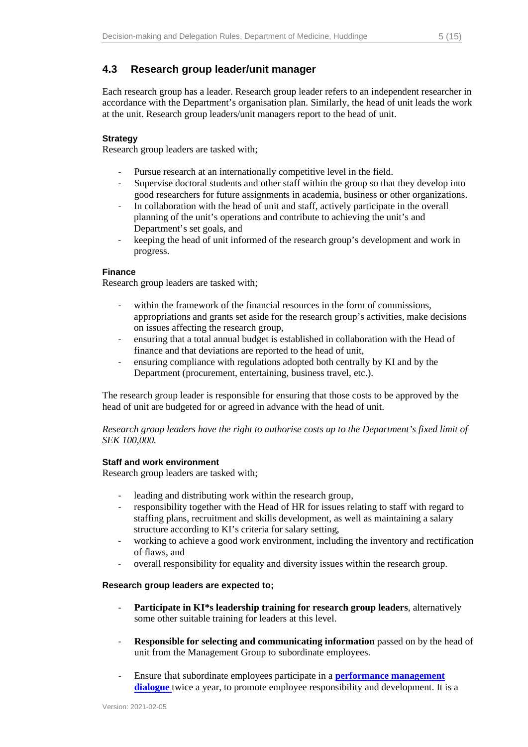## 4.3 Research group leader/unit manager

Each research group has a leader. Research group leader refers to an independent researcher in accordance with the Department's organisation plan. Similarly, the head of unit leads the work at the unit. Research group leaders/unit managers report to the head of unit.

**Strategy**

Research group leaders are tasked with;

- Pursue research at an internationally competitive level in the field.
- Supervise doctoral students and other staff within the group so that they develop into good researchers for future assignments in academia, business or other organizations.
- In collaboration with the head of unit and staff, actively participate in the overall planning of the unit's operations and contribute to achieving the unit's and Department's set goals, and
- keeping the head of unit informed of the research group's development and work in progress.

**Finance**

Research group leaders are tasked with;

- within the framework of the financial resources in the form of commissions, appropriations and grants set aside for the research group's activities, make decisions on issues affecting the research group,
- ensuring that a total annual budget is established in collaboration with the Head of finance and that deviations are reported to the head of unit,
- ensuring compliance with regulations adopted both centrally by KI and by the Department (procurement, entertaining, business travel, etc.).

The research group leader is responsible for ensuring that those costs to be approved by the head of unit are budgeted for or agreed in advance with the head of unit.

*Research group leaders have the right to authorise costs up to the Department's fixed limit of SEK 100,000.*

**Staff and work environment**

Research group leaders are tasked with;

- leading and distributing work within the research group,
- responsibility together with the Head of HR for issues relating to staff with regard to staffing plans, recruitment and skills development, as well as maintaining a salary structure according to KI's criteria for salary setting,
- working to achieve a good work environment, including the inventory and rectification of flaws, and
- overall responsibility for equality and diversity issues within the research group.

**Research group leaders are expected to;**

- **Participate in KI*s leadership training for research group leaders**, alternatively some other suitable training for leaders at this level.
- **Responsible for selecting and communicating information** passed on by the head of unit from the Management Group to subordinate employees.
- Ensure that subordinate employees participate in a **performance management dialogue** twice a year, to promote employee responsibility and development. It is a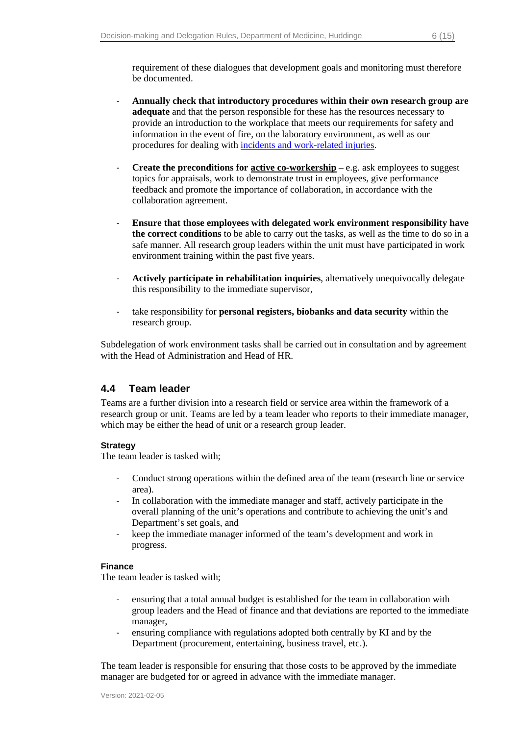requirement of these dialogues that development goals and monitoring must therefore be documented.

- **Annually check that introductory procedures within their own research group are adequate** and that the person responsible for these has the resources necessary to provide an introduction to the workplace that meets our requirements for safety and information in the event of fire, on the laboratory environment, as well as our procedures for dealing with incidents and work-related injuries.

- **Create the preconditions for active co-workership** – e.g. ask employees to suggest topics for appraisals, work to demonstrate trust in employees, give performance feedback and promote the importance of collaboration, in accordance with the collaboration agreement.

- **Ensure that those employees with delegated work environment responsibility have the correct conditions** to be able to carry out the tasks, as well as the time to do so in a safe manner. All research group leaders within the unit must have participated in work environment training within the past five years.

- **Actively participate in rehabilitation inquiries**, alternatively unequivocally delegate this responsibility to the immediate supervisor,

- take responsibility for **personal registers, biobanks and data security** within the research group.

Subdelegation of work environment tasks shall be carried out in consultation and by agreement with the Head of Administration and Head of HR.

## 4.4 Team leader

Teams are a further division into a research field or service area within the framework of a research group or unit. Teams are led by a team leader who reports to their immediate manager, which may be either the head of unit or a research group leader.

#### Strategy

The team leader is tasked with;

- Conduct strong operations within the defined area of the team (research line or service area).
- In collaboration with the immediate manager and staff, actively participate in the overall planning of the unit's operations and contribute to achieving the unit's and Department's set goals, and
- keep the immediate manager informed of the team's development and work in progress.

#### Finance

The team leader is tasked with;

- ensuring that a total annual budget is established for the team in collaboration with group leaders and the Head of finance and that deviations are reported to the immediate manager,
- ensuring compliance with regulations adopted both centrally by KI and by the Department (procurement, entertaining, business travel, etc.).

The team leader is responsible for ensuring that those costs to be approved by the immediate manager are budgeted for or agreed in advance with the immediate manager.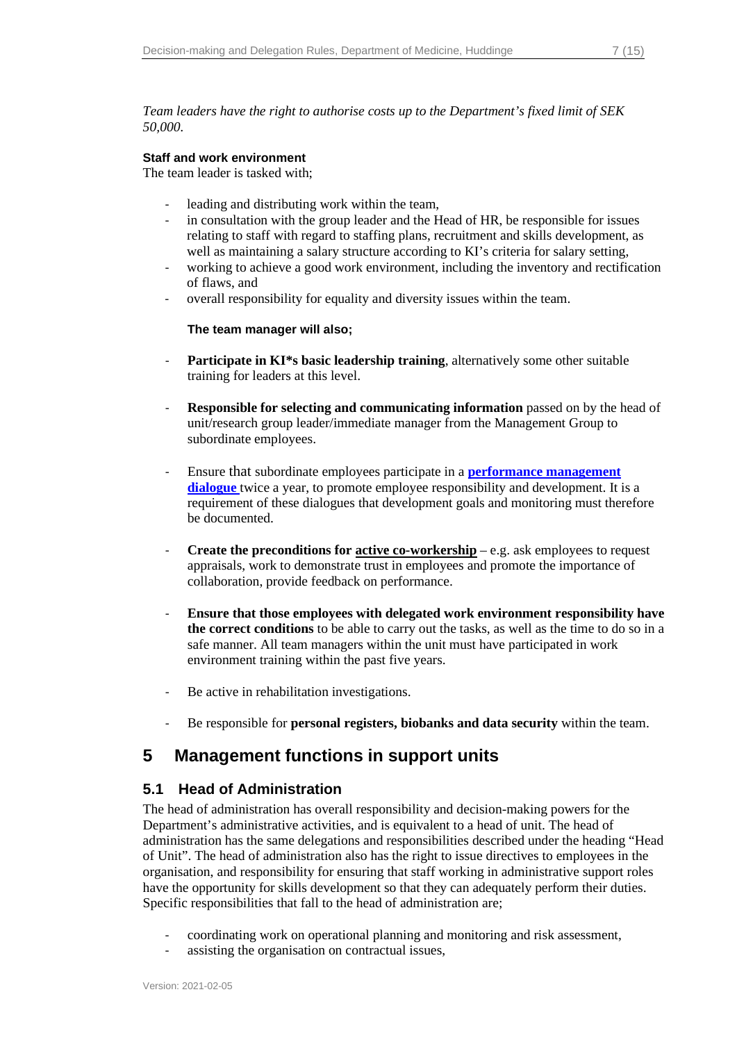*Team leaders have the right to authorise costs up to the Department's fixed limit of SEK 50,000.*

**Staff and work environment**
The team leader is tasked with;

- leading and distributing work within the team,
- in consultation with the group leader and the Head of HR, be responsible for issues relating to staff with regard to staffing plans, recruitment and skills development, as well as maintaining a salary structure according to KI's criteria for salary setting,
- working to achieve a good work environment, including the inventory and rectification of flaws, and
- overall responsibility for equality and diversity issues within the team.

**The team manager will also;**

- **Participate in KI*s basic leadership training**, alternatively some other suitable training for leaders at this level.
- **Responsible for selecting and communicating information** passed on by the head of unit/research group leader/immediate manager from the Management Group to subordinate employees.
- Ensure that subordinate employees participate in a **performance management dialogue** twice a year, to promote employee responsibility and development. It is a requirement of these dialogues that development goals and monitoring must therefore be documented.
- **Create the preconditions for active co-workership** – e.g. ask employees to request appraisals, work to demonstrate trust in employees and promote the importance of collaboration, provide feedback on performance.
- **Ensure that those employees with delegated work environment responsibility have the correct conditions** to be able to carry out the tasks, as well as the time to do so in a safe manner. All team managers within the unit must have participated in work environment training within the past five years.
- Be active in rehabilitation investigations.
- Be responsible for **personal registers, biobanks and data security** within the team.

# 5 Management functions in support units

## 5.1 Head of Administration

The head of administration has overall responsibility and decision-making powers for the Department's administrative activities, and is equivalent to a head of unit. The head of administration has the same delegations and responsibilities described under the heading "Head of Unit". The head of administration also has the right to issue directives to employees in the organisation, and responsibility for ensuring that staff working in administrative support roles have the opportunity for skills development so that they can adequately perform their duties. Specific responsibilities that fall to the head of administration are;

- coordinating work on operational planning and monitoring and risk assessment,
- assisting the organisation on contractual issues,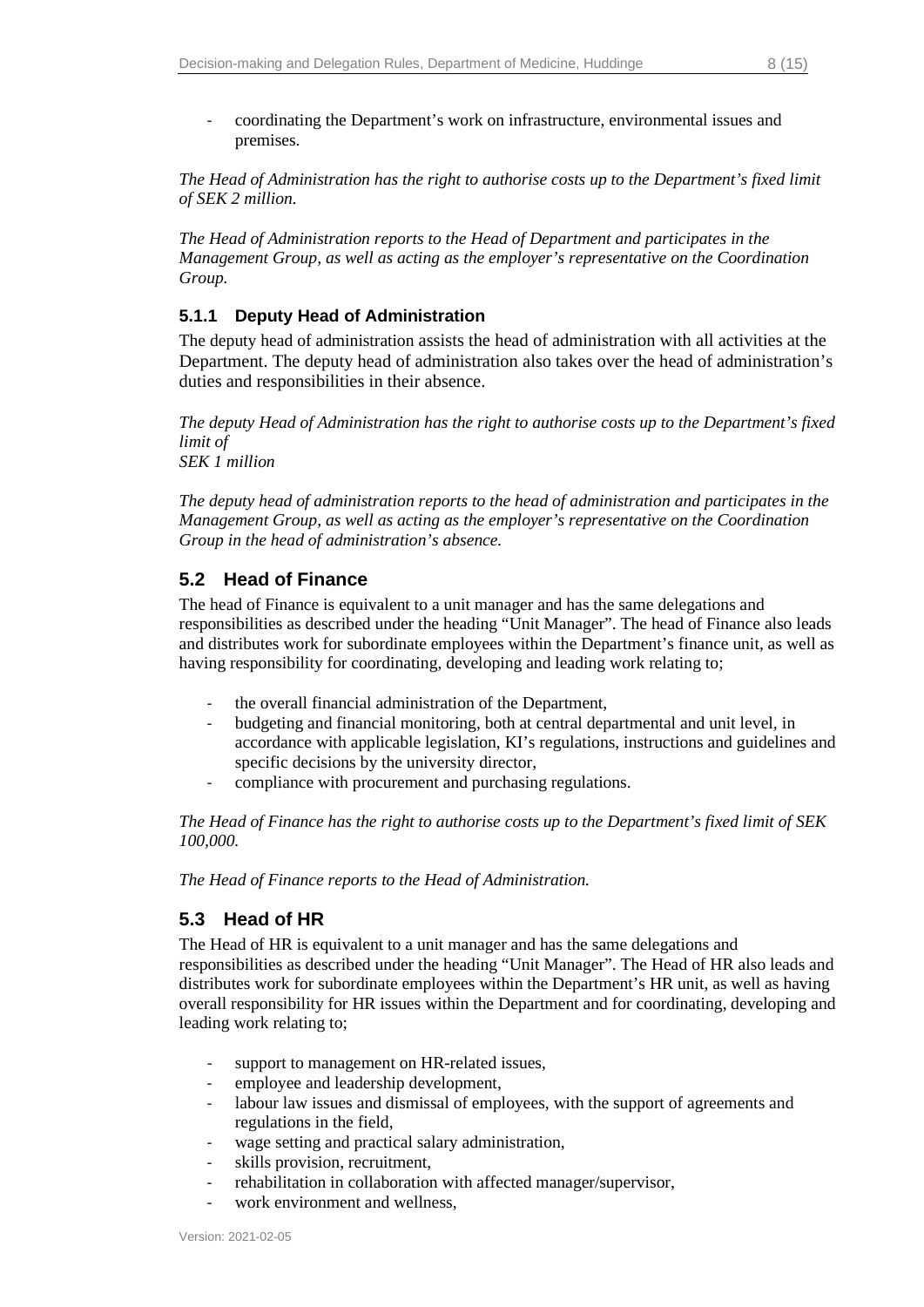- coordinating the Department's work on infrastructure, environmental issues and premises.

*The Head of Administration has the right to authorise costs up to the Department's fixed limit of SEK 2 million.*

*The Head of Administration reports to the Head of Department and participates in the Management Group, as well as acting as the employer's representative on the Coordination Group.*

### 5.1.1 Deputy Head of Administration

The deputy head of administration assists the head of administration with all activities at the Department. The deputy head of administration also takes over the head of administration's duties and responsibilities in their absence.

*The deputy Head of Administration has the right to authorise costs up to the Department's fixed limit of*
*SEK 1 million*

*The deputy head of administration reports to the head of administration and participates in the Management Group, as well as acting as the employer's representative on the Coordination Group in the head of administration's absence.*

## 5.2 Head of Finance

The head of Finance is equivalent to a unit manager and has the same delegations and responsibilities as described under the heading "Unit Manager". The head of Finance also leads and distributes work for subordinate employees within the Department's finance unit, as well as having responsibility for coordinating, developing and leading work relating to;

- the overall financial administration of the Department,
- budgeting and financial monitoring, both at central departmental and unit level, in accordance with applicable legislation, KI's regulations, instructions and guidelines and specific decisions by the university director,
- compliance with procurement and purchasing regulations.

*The Head of Finance has the right to authorise costs up to the Department's fixed limit of SEK 100,000.*

*The Head of Finance reports to the Head of Administration.*

## 5.3 Head of HR

The Head of HR is equivalent to a unit manager and has the same delegations and responsibilities as described under the heading "Unit Manager". The Head of HR also leads and distributes work for subordinate employees within the Department's HR unit, as well as having overall responsibility for HR issues within the Department and for coordinating, developing and leading work relating to;

- support to management on HR-related issues,
- employee and leadership development,
- labour law issues and dismissal of employees, with the support of agreements and regulations in the field,
- wage setting and practical salary administration,
- skills provision, recruitment,
- rehabilitation in collaboration with affected manager/supervisor,
- work environment and wellness,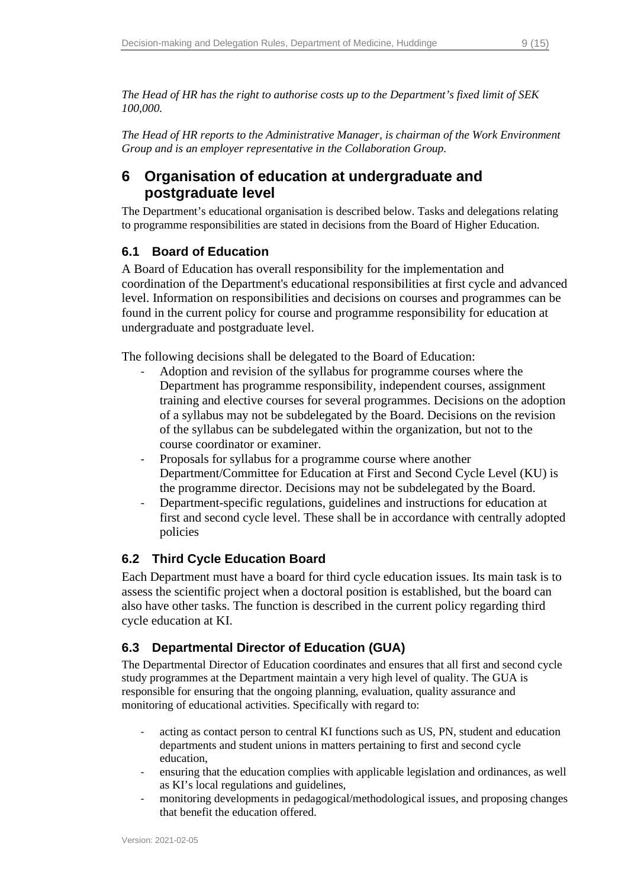*The Head of HR has the right to authorise costs up to the Department's fixed limit of SEK 100,000.*

*The Head of HR reports to the Administrative Manager, is chairman of the Work Environment Group and is an employer representative in the Collaboration Group.*

# 6 Organisation of education at undergraduate and postgraduate level

The Department's educational organisation is described below. Tasks and delegations relating to programme responsibilities are stated in decisions from the Board of Higher Education.

## 6.1 Board of Education

A Board of Education has overall responsibility for the implementation and coordination of the Department's educational responsibilities at first cycle and advanced level. Information on responsibilities and decisions on courses and programmes can be found in the current policy for course and programme responsibility for education at undergraduate and postgraduate level.

The following decisions shall be delegated to the Board of Education:

- Adoption and revision of the syllabus for programme courses where the Department has programme responsibility, independent courses, assignment training and elective courses for several programmes. Decisions on the adoption of a syllabus may not be subdelegated by the Board. Decisions on the revision of the syllabus can be subdelegated within the organization, but not to the course coordinator or examiner.
- Proposals for syllabus for a programme course where another Department/Committee for Education at First and Second Cycle Level (KU) is the programme director. Decisions may not be subdelegated by the Board.
- Department-specific regulations, guidelines and instructions for education at first and second cycle level. These shall be in accordance with centrally adopted policies

## 6.2 Third Cycle Education Board

Each Department must have a board for third cycle education issues. Its main task is to assess the scientific project when a doctoral position is established, but the board can also have other tasks. The function is described in the current policy regarding third cycle education at KI.

## 6.3 Departmental Director of Education (GUA)

The Departmental Director of Education coordinates and ensures that all first and second cycle study programmes at the Department maintain a very high level of quality. The GUA is responsible for ensuring that the ongoing planning, evaluation, quality assurance and monitoring of educational activities. Specifically with regard to:

- acting as contact person to central KI functions such as US, PN, student and education departments and student unions in matters pertaining to first and second cycle education,
- ensuring that the education complies with applicable legislation and ordinances, as well as KI's local regulations and guidelines,
- monitoring developments in pedagogical/methodological issues, and proposing changes that benefit the education offered.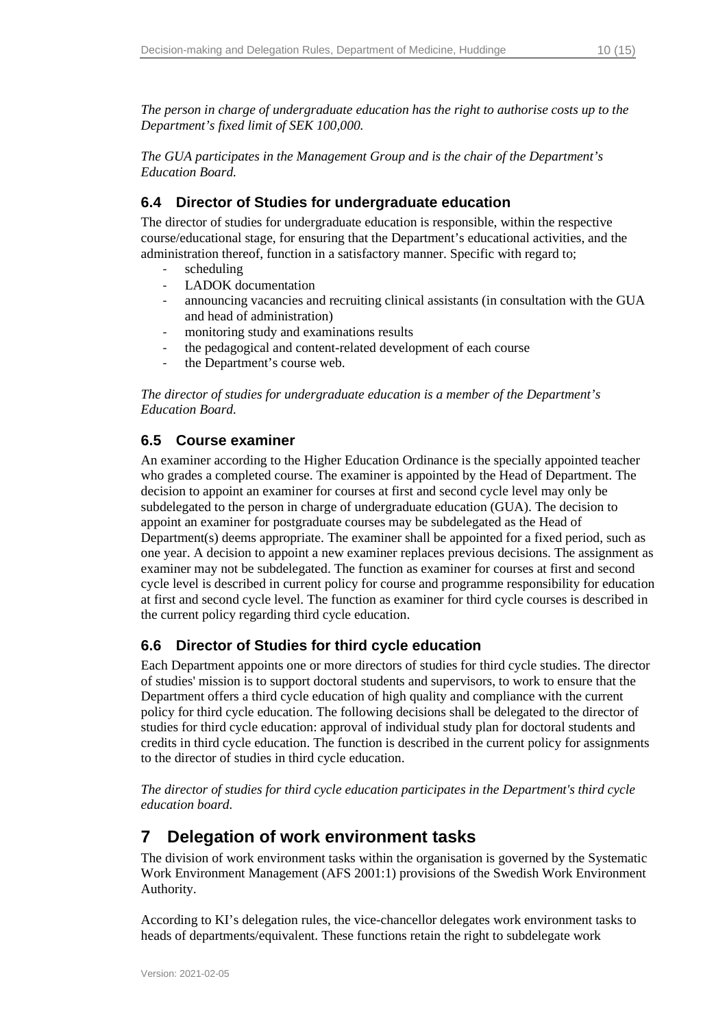*The person in charge of undergraduate education has the right to authorise costs up to the Department's fixed limit of SEK 100,000.*

*The GUA participates in the Management Group and is the chair of the Department's Education Board.*

### 6.4 Director of Studies for undergraduate education

The director of studies for undergraduate education is responsible, within the respective course/educational stage, for ensuring that the Department's educational activities, and the administration thereof, function in a satisfactory manner. Specific with regard to;

- scheduling
- LADOK documentation
- announcing vacancies and recruiting clinical assistants (in consultation with the GUA and head of administration)
- monitoring study and examinations results
- the pedagogical and content-related development of each course
- the Department's course web.

*The director of studies for undergraduate education is a member of the Department's Education Board.*

### 6.5 Course examiner

An examiner according to the Higher Education Ordinance is the specially appointed teacher who grades a completed course. The examiner is appointed by the Head of Department. The decision to appoint an examiner for courses at first and second cycle level may only be subdelegated to the person in charge of undergraduate education (GUA). The decision to appoint an examiner for postgraduate courses may be subdelegated as the Head of Department(s) deems appropriate. The examiner shall be appointed for a fixed period, such as one year. A decision to appoint a new examiner replaces previous decisions. The assignment as examiner may not be subdelegated. The function as examiner for courses at first and second cycle level is described in current policy for course and programme responsibility for education at first and second cycle level. The function as examiner for third cycle courses is described in the current policy regarding third cycle education.

### 6.6 Director of Studies for third cycle education

Each Department appoints one or more directors of studies for third cycle studies. The director of studies' mission is to support doctoral students and supervisors, to work to ensure that the Department offers a third cycle education of high quality and compliance with the current policy for third cycle education. The following decisions shall be delegated to the director of studies for third cycle education: approval of individual study plan for doctoral students and credits in third cycle education. The function is described in the current policy for assignments to the director of studies in third cycle education.

*The director of studies for third cycle education participates in the Department's third cycle education board.*

## 7 Delegation of work environment tasks

The division of work environment tasks within the organisation is governed by the Systematic Work Environment Management (AFS 2001:1) provisions of the Swedish Work Environment Authority.

According to KI's delegation rules, the vice-chancellor delegates work environment tasks to heads of departments/equivalent. These functions retain the right to subdelegate work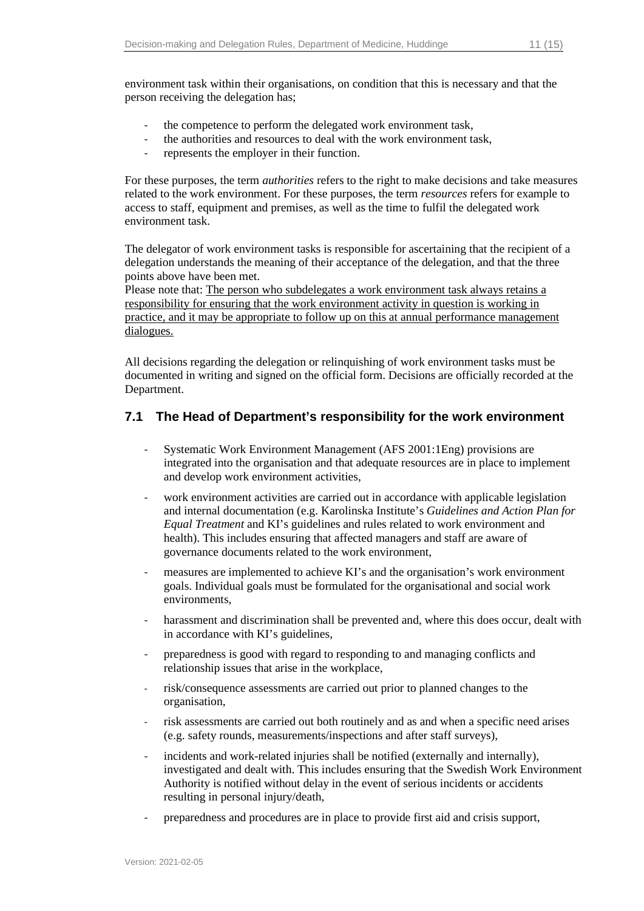environment task within their organisations, on condition that this is necessary and that the person receiving the delegation has;

- the competence to perform the delegated work environment task,
- the authorities and resources to deal with the work environment task,
- represents the employer in their function.

For these purposes, the term *authorities* refers to the right to make decisions and take measures related to the work environment. For these purposes, the term *resources* refers for example to access to staff, equipment and premises, as well as the time to fulfil the delegated work environment task.

The delegator of work environment tasks is responsible for ascertaining that the recipient of a delegation understands the meaning of their acceptance of the delegation, and that the three points above have been met.
Please note that: <u>The person who subdelegates a work environment task always retains a responsibility for ensuring that the work environment activity in question is working in practice, and it may be appropriate to follow up on this at annual performance management dialogues.</u>

All decisions regarding the delegation or relinquishing of work environment tasks must be documented in writing and signed on the official form. Decisions are officially recorded at the Department.

## 7.1 The Head of Department's responsibility for the work environment

- Systematic Work Environment Management (AFS 2001:1Eng) provisions are integrated into the organisation and that adequate resources are in place to implement and develop work environment activities,
- work environment activities are carried out in accordance with applicable legislation and internal documentation (e.g. Karolinska Institute's *Guidelines and Action Plan for Equal Treatment* and KI's guidelines and rules related to work environment and health). This includes ensuring that affected managers and staff are aware of governance documents related to the work environment,
- measures are implemented to achieve KI's and the organisation's work environment goals. Individual goals must be formulated for the organisational and social work environments,
- harassment and discrimination shall be prevented and, where this does occur, dealt with in accordance with KI's guidelines,
- preparedness is good with regard to responding to and managing conflicts and relationship issues that arise in the workplace,
- risk/consequence assessments are carried out prior to planned changes to the organisation,
- risk assessments are carried out both routinely and as and when a specific need arises (e.g. safety rounds, measurements/inspections and after staff surveys),
- incidents and work-related injuries shall be notified (externally and internally), investigated and dealt with. This includes ensuring that the Swedish Work Environment Authority is notified without delay in the event of serious incidents or accidents resulting in personal injury/death,
- preparedness and procedures are in place to provide first aid and crisis support,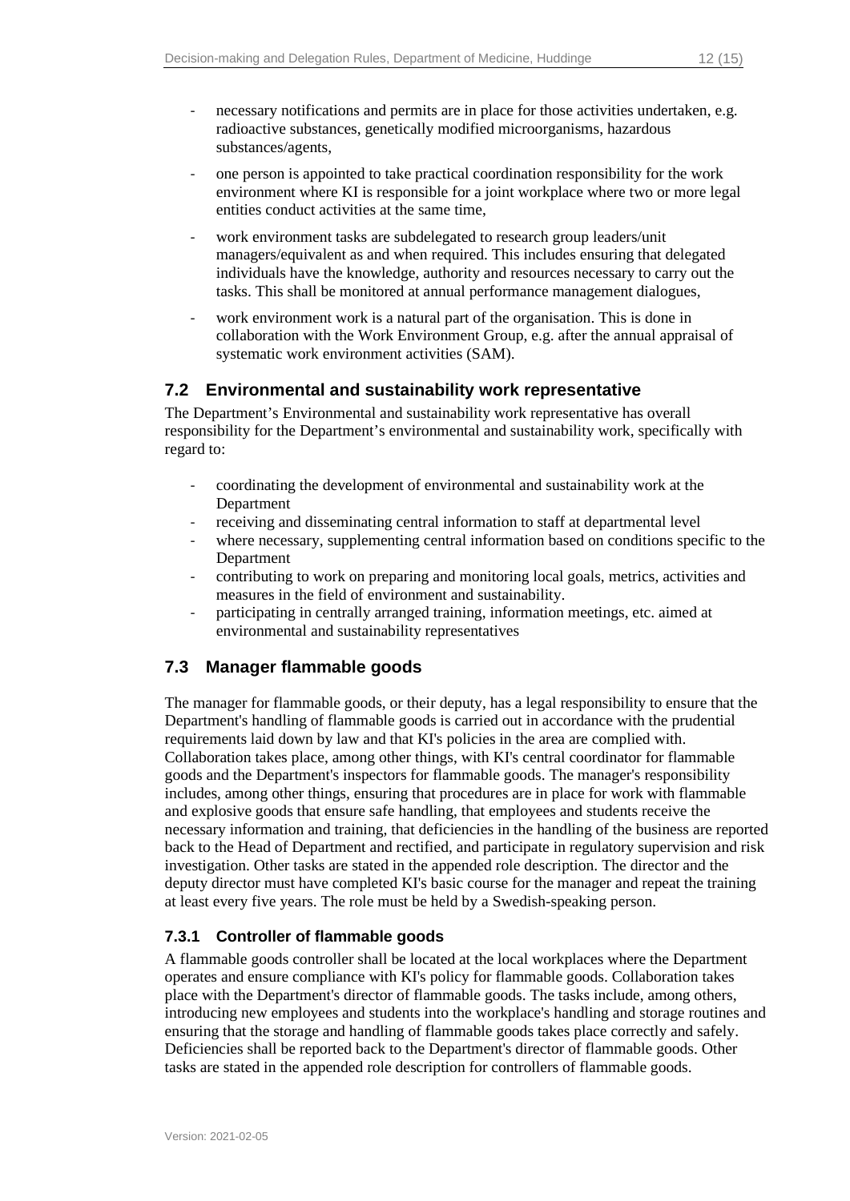- necessary notifications and permits are in place for those activities undertaken, e.g. radioactive substances, genetically modified microorganisms, hazardous substances/agents,
- one person is appointed to take practical coordination responsibility for the work environment where KI is responsible for a joint workplace where two or more legal entities conduct activities at the same time,
- work environment tasks are subdelegated to research group leaders/unit managers/equivalent as and when required. This includes ensuring that delegated individuals have the knowledge, authority and resources necessary to carry out the tasks. This shall be monitored at annual performance management dialogues,
- work environment work is a natural part of the organisation. This is done in collaboration with the Work Environment Group, e.g. after the annual appraisal of systematic work environment activities (SAM).

## 7.2 Environmental and sustainability work representative

The Department's Environmental and sustainability work representative has overall responsibility for the Department's environmental and sustainability work, specifically with regard to:

- coordinating the development of environmental and sustainability work at the Department
- receiving and disseminating central information to staff at departmental level
- where necessary, supplementing central information based on conditions specific to the Department
- contributing to work on preparing and monitoring local goals, metrics, activities and measures in the field of environment and sustainability.
- participating in centrally arranged training, information meetings, etc. aimed at environmental and sustainability representatives

## 7.3 Manager flammable goods

The manager for flammable goods, or their deputy, has a legal responsibility to ensure that the Department's handling of flammable goods is carried out in accordance with the prudential requirements laid down by law and that KI's policies in the area are complied with. Collaboration takes place, among other things, with KI's central coordinator for flammable goods and the Department's inspectors for flammable goods. The manager's responsibility includes, among other things, ensuring that procedures are in place for work with flammable and explosive goods that ensure safe handling, that employees and students receive the necessary information and training, that deficiencies in the handling of the business are reported back to the Head of Department and rectified, and participate in regulatory supervision and risk investigation. Other tasks are stated in the appended role description. The director and the deputy director must have completed KI's basic course for the manager and repeat the training at least every five years. The role must be held by a Swedish-speaking person.

### 7.3.1 Controller of flammable goods

A flammable goods controller shall be located at the local workplaces where the Department operates and ensure compliance with KI's policy for flammable goods. Collaboration takes place with the Department's director of flammable goods. The tasks include, among others, introducing new employees and students into the workplace's handling and storage routines and ensuring that the storage and handling of flammable goods takes place correctly and safely. Deficiencies shall be reported back to the Department's director of flammable goods. Other tasks are stated in the appended role description for controllers of flammable goods.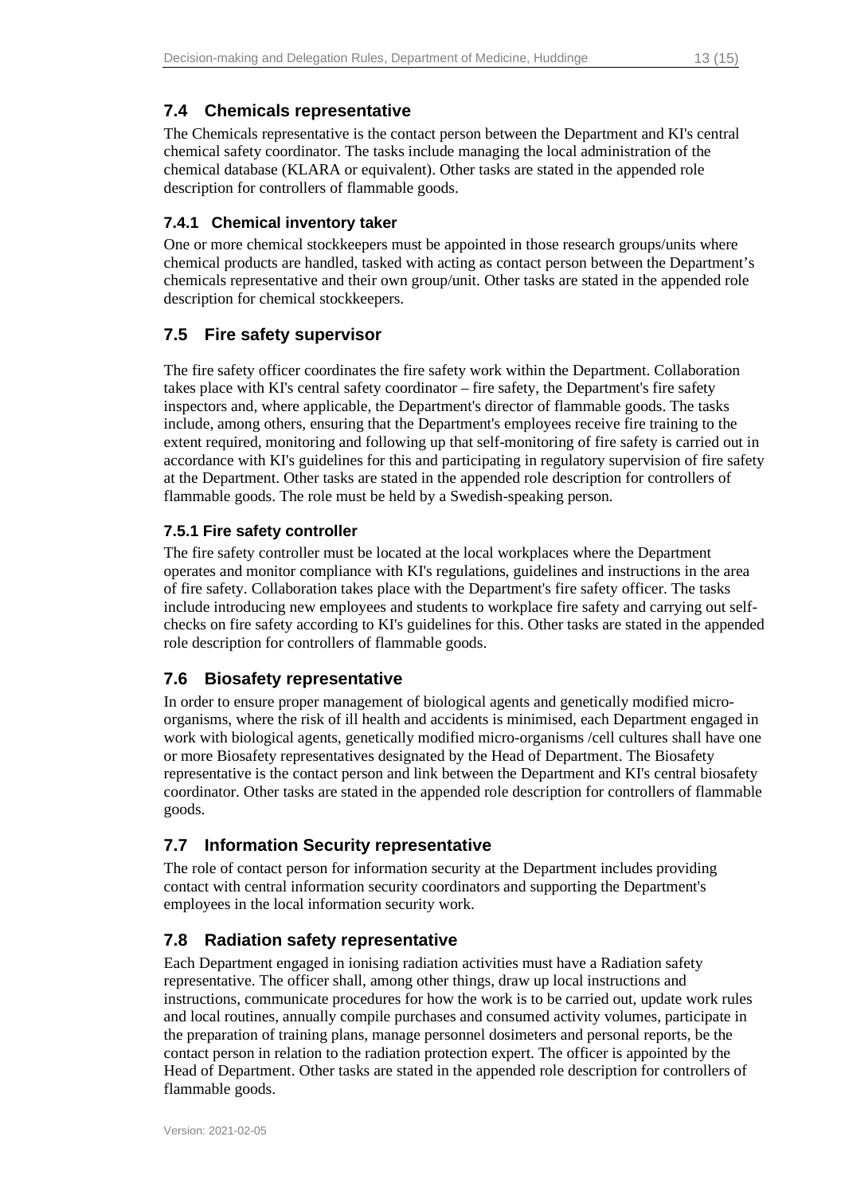## 7.4 Chemicals representative

The Chemicals representative is the contact person between the Department and KI's central chemical safety coordinator. The tasks include managing the local administration of the chemical database (KLARA or equivalent). Other tasks are stated in the appended role description for controllers of flammable goods.

### 7.4.1 Chemical inventory taker

One or more chemical stockkeepers must be appointed in those research groups/units where chemical products are handled, tasked with acting as contact person between the Department's chemicals representative and their own group/unit. Other tasks are stated in the appended role description for chemical stockkeepers.

## 7.5 Fire safety supervisor

The fire safety officer coordinates the fire safety work within the Department. Collaboration takes place with KI's central safety coordinator – fire safety, the Department's fire safety inspectors and, where applicable, the Department's director of flammable goods. The tasks include, among others, ensuring that the Department's employees receive fire training to the extent required, monitoring and following up that self-monitoring of fire safety is carried out in accordance with KI's guidelines for this and participating in regulatory supervision of fire safety at the Department. Other tasks are stated in the appended role description for controllers of flammable goods. The role must be held by a Swedish-speaking person.

### 7.5.1 Fire safety controller

The fire safety controller must be located at the local workplaces where the Department operates and monitor compliance with KI's regulations, guidelines and instructions in the area of fire safety. Collaboration takes place with the Department's fire safety officer. The tasks include introducing new employees and students to workplace fire safety and carrying out self-checks on fire safety according to KI's guidelines for this. Other tasks are stated in the appended role description for controllers of flammable goods.

## 7.6 Biosafety representative

In order to ensure proper management of biological agents and genetically modified micro-organisms, where the risk of ill health and accidents is minimised, each Department engaged in work with biological agents, genetically modified micro-organisms /cell cultures shall have one or more Biosafety representatives designated by the Head of Department. The Biosafety representative is the contact person and link between the Department and KI's central biosafety coordinator. Other tasks are stated in the appended role description for controllers of flammable goods.

## 7.7 Information Security representative

The role of contact person for information security at the Department includes providing contact with central information security coordinators and supporting the Department's employees in the local information security work.

## 7.8 Radiation safety representative

Each Department engaged in ionising radiation activities must have a Radiation safety representative. The officer shall, among other things, draw up local instructions and instructions, communicate procedures for how the work is to be carried out, update work rules and local routines, annually compile purchases and consumed activity volumes, participate in the preparation of training plans, manage personnel dosimeters and personal reports, be the contact person in relation to the radiation protection expert. The officer is appointed by the Head of Department. Other tasks are stated in the appended role description for controllers of flammable goods.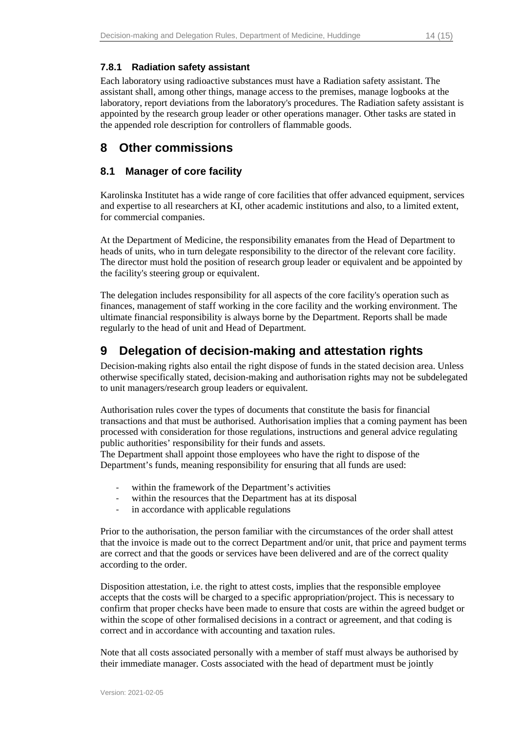#### 7.8.1 Radiation safety assistant

Each laboratory using radioactive substances must have a Radiation safety assistant. The assistant shall, among other things, manage access to the premises, manage logbooks at the laboratory, report deviations from the laboratory's procedures. The Radiation safety assistant is appointed by the research group leader or other operations manager. Other tasks are stated in the appended role description for controllers of flammable goods.

## 8 Other commissions

### 8.1 Manager of core facility

Karolinska Institutet has a wide range of core facilities that offer advanced equipment, services and expertise to all researchers at KI, other academic institutions and also, to a limited extent, for commercial companies.

At the Department of Medicine, the responsibility emanates from the Head of Department to heads of units, who in turn delegate responsibility to the director of the relevant core facility. The director must hold the position of research group leader or equivalent and be appointed by the facility's steering group or equivalent.

The delegation includes responsibility for all aspects of the core facility's operation such as finances, management of staff working in the core facility and the working environment. The ultimate financial responsibility is always borne by the Department. Reports shall be made regularly to the head of unit and Head of Department.

## 9 Delegation of decision-making and attestation rights

Decision-making rights also entail the right dispose of funds in the stated decision area. Unless otherwise specifically stated, decision-making and authorisation rights may not be subdelegated to unit managers/research group leaders or equivalent.

Authorisation rules cover the types of documents that constitute the basis for financial transactions and that must be authorised. Authorisation implies that a coming payment has been processed with consideration for those regulations, instructions and general advice regulating public authorities' responsibility for their funds and assets.
The Department shall appoint those employees who have the right to dispose of the Department's funds, meaning responsibility for ensuring that all funds are used:

- within the framework of the Department's activities
- within the resources that the Department has at its disposal
- in accordance with applicable regulations

Prior to the authorisation, the person familiar with the circumstances of the order shall attest that the invoice is made out to the correct Department and/or unit, that price and payment terms are correct and that the goods or services have been delivered and are of the correct quality according to the order.

Disposition attestation, i.e. the right to attest costs, implies that the responsible employee accepts that the costs will be charged to a specific appropriation/project. This is necessary to confirm that proper checks have been made to ensure that costs are within the agreed budget or within the scope of other formalised decisions in a contract or agreement, and that coding is correct and in accordance with accounting and taxation rules.

Note that all costs associated personally with a member of staff must always be authorised by their immediate manager. Costs associated with the head of department must be jointly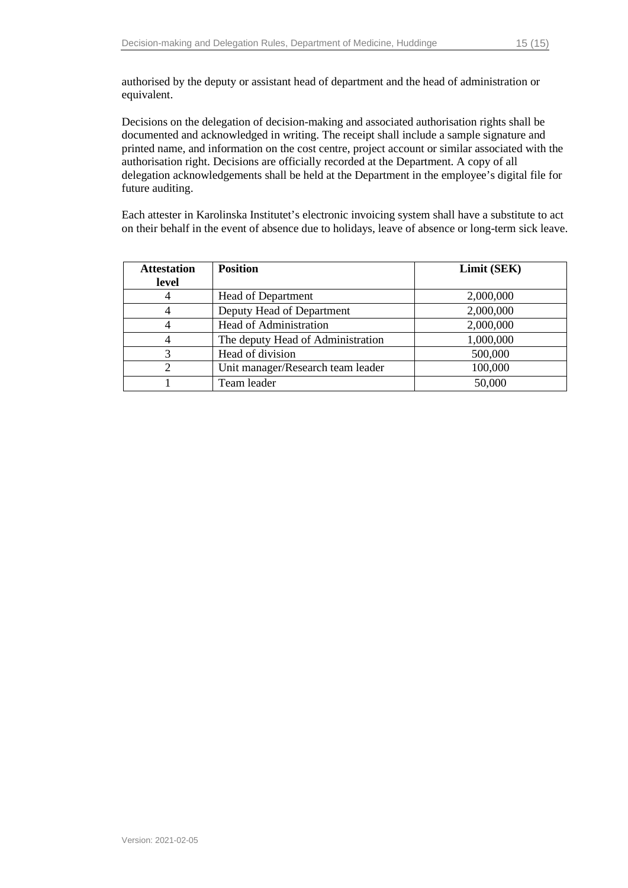authorised by the deputy or assistant head of department and the head of administration or equivalent.

Decisions on the delegation of decision-making and associated authorisation rights shall be documented and acknowledged in writing. The receipt shall include a sample signature and printed name, and information on the cost centre, project account or similar associated with the authorisation right. Decisions are officially recorded at the Department. A copy of all delegation acknowledgements shall be held at the Department in the employee's digital file for future auditing.

Each attester in Karolinska Institutet's electronic invoicing system shall have a substitute to act on their behalf in the event of absence due to holidays, leave of absence or long-term sick leave.

| Attestation level | Position | Limit (SEK) |
|---|---|---|
| 4 | Head of Department | 2,000,000 |
| 4 | Deputy Head of Department | 2,000,000 |
| 4 | Head of Administration | 2,000,000 |
| 4 | The deputy Head of Administration | 1,000,000 |
| 3 | Head of division | 500,000 |
| 2 | Unit manager/Research team leader | 100,000 |
| 1 | Team leader | 50,000 |